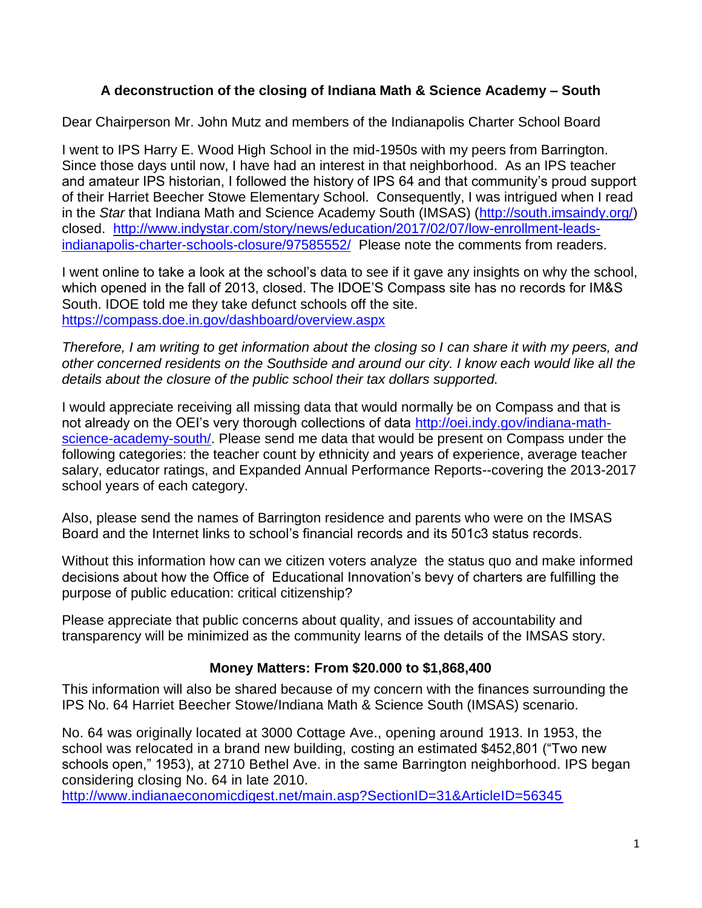## A deconstruction of the closing of Indiana Math & Science Academy – South

Dear Chairperson Mr. John Mutz and members of the Indianapolis Charter School Board

I went to IPS Harry E. Wood High School in the mid-1950s with my peers from Barrington. Since those days until now, I have had an interest in that neighborhood. As an IPS teacher and amateur IPS historian, I followed the history of IPS 64 and that community's proud support of their Harriet Beecher Stowe Elementary School. Consequently, I was intrigued when I read in the *Star* that Indiana Math and Science Academy South (IMSAS) (http://south.imsaindy.org/) closed. http://www.indystar.com/story/news/education/2017/02/07/low-enrollment-leads-indianapolis-charter-schools-closure/97585552/ Please note the comments from readers.

I went online to take a look at the school's data to see if it gave any insights on why the school, which opened in the fall of 2013, closed. The IDOE'S Compass site has no records for IM&S South. IDOE told me they take defunct schools off the site. https://compass.doe.in.gov/dashboard/overview.aspx

*Therefore, I am writing to get information about the closing so I can share it with my peers, and other concerned residents on the Southside and around our city. I know each would like all the details about the closure of the public school their tax dollars supported.*

I would appreciate receiving all missing data that would normally be on Compass and that is not already on the OEI's very thorough collections of data http://oei.indy.gov/indiana-math-science-academy-south/. Please send me data that would be present on Compass under the following categories: the teacher count by ethnicity and years of experience, average teacher salary, educator ratings, and Expanded Annual Performance Reports--covering the 2013-2017 school years of each category.

Also, please send the names of Barrington residence and parents who were on the IMSAS Board and the Internet links to school's financial records and its 501c3 status records.

Without this information how can we citizen voters analyze the status quo and make informed decisions about how the Office of Educational Innovation's bevy of charters are fulfilling the purpose of public education: critical citizenship?

Please appreciate that public concerns about quality, and issues of accountability and transparency will be minimized as the community learns of the details of the IMSAS story.

### Money Matters: From $20.000 to $1,868,400

This information will also be shared because of my concern with the finances surrounding the IPS No. 64 Harriet Beecher Stowe/Indiana Math & Science South (IMSAS) scenario.

No. 64 was originally located at 3000 Cottage Ave., opening around 1913. In 1953, the school was relocated in a brand new building, costing an estimated $452,801 ("Two new schools open," 1953), at 2710 Bethel Ave. in the same Barrington neighborhood. IPS began considering closing No. 64 in late 2010. http://www.indianaeconomicdigest.net/main.asp?SectionID=31&ArticleID=56345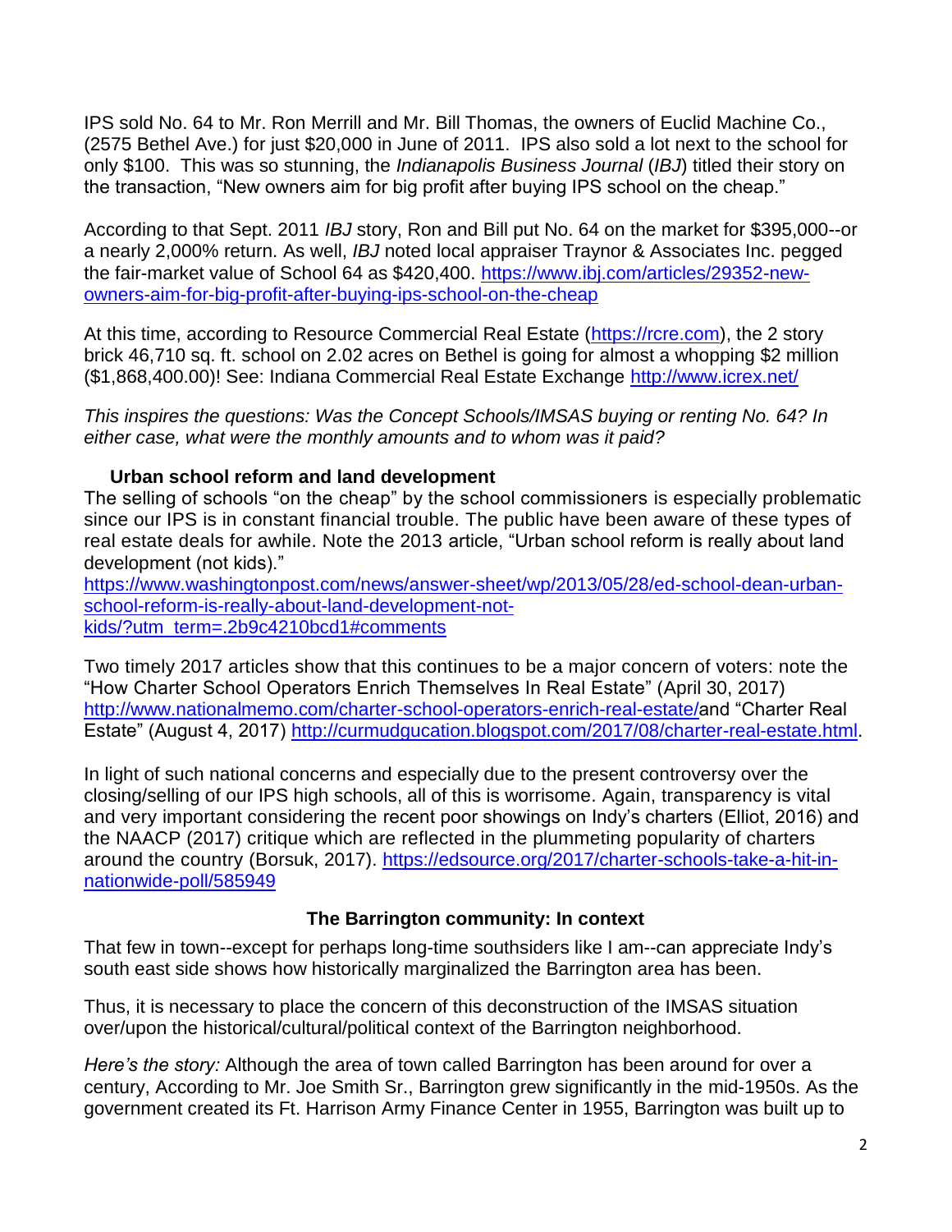IPS sold No. 64 to Mr. Ron Merrill and Mr. Bill Thomas, the owners of Euclid Machine Co., (2575 Bethel Ave.) for just $20,000 in June of 2011. IPS also sold a lot next to the school for only $100. This was so stunning, the *Indianapolis Business Journal* (*IBJ*) titled their story on the transaction, "New owners aim for big profit after buying IPS school on the cheap."

According to that Sept. 2011 *IBJ* story, Ron and Bill put No. 64 on the market for $395,000--or a nearly 2,000% return. As well, *IBJ* noted local appraiser Traynor & Associates Inc. pegged the fair-market value of School 64 as $420,400. https://www.ibj.com/articles/29352-new-owners-aim-for-big-profit-after-buying-ips-school-on-the-cheap

At this time, according to Resource Commercial Real Estate (https://rcre.com), the 2 story brick 46,710 sq. ft. school on 2.02 acres on Bethel is going for almost a whopping $2 million ($1,868,400.00)! See: Indiana Commercial Real Estate Exchange http://www.icrex.net/

*This inspires the questions: Was the Concept Schools/IMSAS buying or renting No. 64? In either case, what were the monthly amounts and to whom was it paid?*

### Urban school reform and land development

The selling of schools "on the cheap" by the school commissioners is especially problematic since our IPS is in constant financial trouble. The public have been aware of these types of real estate deals for awhile. Note the 2013 article, "Urban school reform is really about land development (not kids)."
https://www.washingtonpost.com/news/answer-sheet/wp/2013/05/28/ed-school-dean-urban-school-reform-is-really-about-land-development-not-kids/?utm_term=.2b9c4210bcd1#comments

Two timely 2017 articles show that this continues to be a major concern of voters: note the "How Charter School Operators Enrich Themselves In Real Estate" (April 30, 2017) http://www.nationalmemo.com/charter-school-operators-enrich-real-estate/and "Charter Real Estate" (August 4, 2017) http://curmudgucation.blogspot.com/2017/08/charter-real-estate.html.

In light of such national concerns and especially due to the present controversy over the closing/selling of our IPS high schools, all of this is worrisome. Again, transparency is vital and very important considering the recent poor showings on Indy's charters (Elliot, 2016) and the NAACP (2017) critique which are reflected in the plummeting popularity of charters around the country (Borsuk, 2017). https://edsource.org/2017/charter-schools-take-a-hit-in-nationwide-poll/585949

### The Barrington community: In context

That few in town--except for perhaps long-time southsiders like I am--can appreciate Indy's south east side shows how historically marginalized the Barrington area has been.

Thus, it is necessary to place the concern of this deconstruction of the IMSAS situation over/upon the historical/cultural/political context of the Barrington neighborhood.

*Here's the story:* Although the area of town called Barrington has been around for over a century, According to Mr. Joe Smith Sr., Barrington grew significantly in the mid-1950s. As the government created its Ft. Harrison Army Finance Center in 1955, Barrington was built up to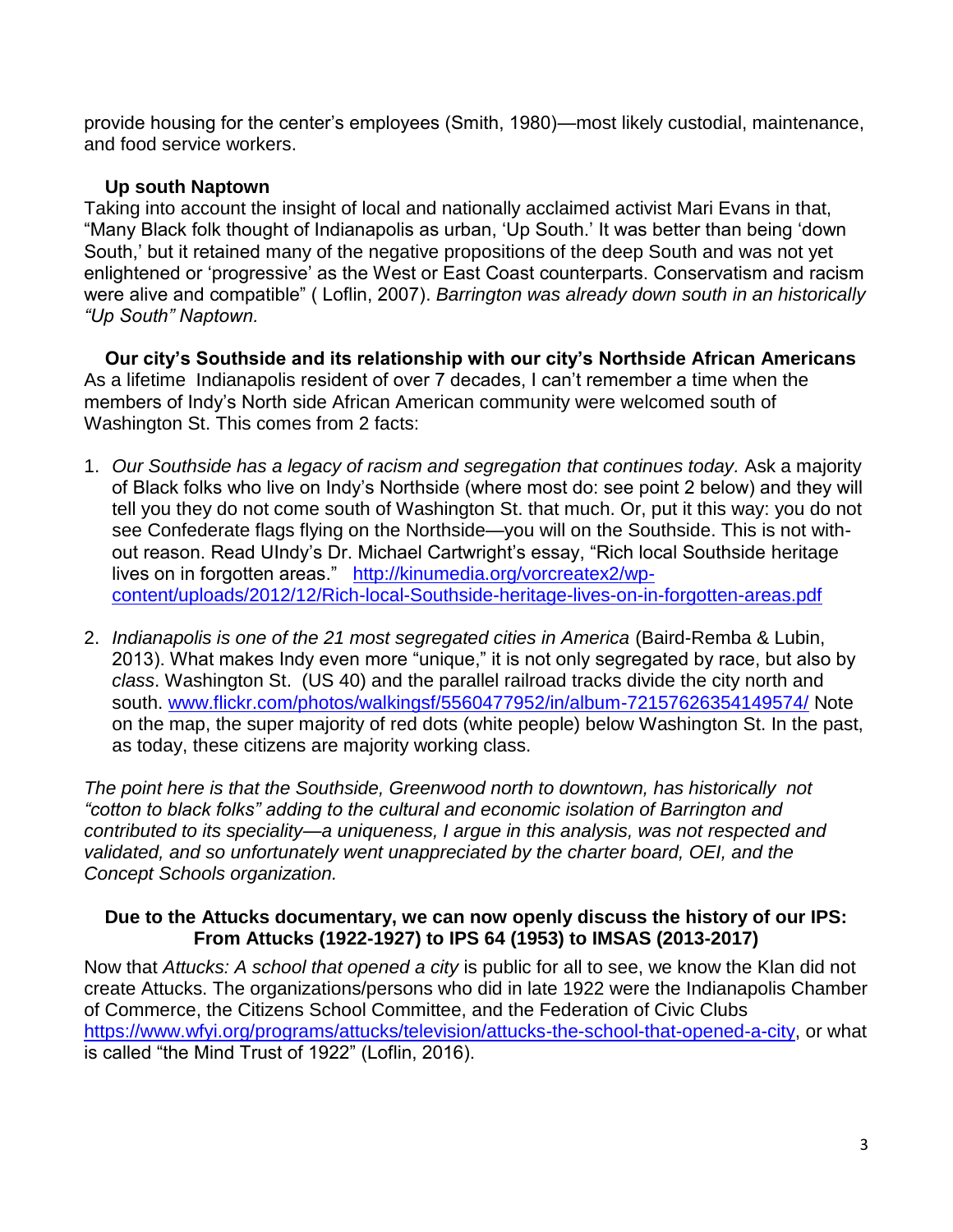provide housing for the center's employees (Smith, 1980)—most likely custodial, maintenance, and food service workers.

### Up south Naptown

Taking into account the insight of local and nationally acclaimed activist Mari Evans in that, "Many Black folk thought of Indianapolis as urban, 'Up South.' It was better than being 'down South,' but it retained many of the negative propositions of the deep South and was not yet enlightened or 'progressive' as the West or East Coast counterparts. Conservatism and racism were alive and compatible" ( Loflin, 2007). *Barrington was already down south in an historically "Up South" Naptown.*

### Our city's Southside and its relationship with our city's Northside African Americans

As a lifetime Indianapolis resident of over 7 decades, I can't remember a time when the members of Indy's North side African American community were welcomed south of Washington St. This comes from 2 facts:

1. *Our Southside has a legacy of racism and segregation that continues today.* Ask a majority of Black folks who live on Indy's Northside (where most do: see point 2 below) and they will tell you they do not come south of Washington St. that much. Or, put it this way: you do not see Confederate flags flying on the Northside—you will on the Southside. This is not without reason. Read UIndy's Dr. Michael Cartwright's essay, "Rich local Southside heritage lives on in forgotten areas." http://kinumedia.org/vorcreatex2/wp-content/uploads/2012/12/Rich-local-Southside-heritage-lives-on-in-forgotten-areas.pdf

2. *Indianapolis is one of the 21 most segregated cities in America* (Baird-Remba & Lubin, 2013). What makes Indy even more "unique," it is not only segregated by race, but also by *class*. Washington St. (US 40) and the parallel railroad tracks divide the city north and south. www.flickr.com/photos/walkingsf/5560477952/in/album-72157626354149574/ Note on the map, the super majority of red dots (white people) below Washington St. In the past, as today, these citizens are majority working class.

*The point here is that the Southside, Greenwood north to downtown, has historically not "cotton to black folks" adding to the cultural and economic isolation of Barrington and contributed to its speciality—a uniqueness, I argue in this analysis, was not respected and validated, and so unfortunately went unappreciated by the charter board, OEI, and the Concept Schools organization.*

### Due to the Attucks documentary, we can now openly discuss the history of our IPS: From Attucks (1922-1927) to IPS 64 (1953) to IMSAS (2013-2017)

Now that *Attucks: A school that opened a city* is public for all to see, we know the Klan did not create Attucks. The organizations/persons who did in late 1922 were the Indianapolis Chamber of Commerce, the Citizens School Committee, and the Federation of Civic Clubs https://www.wfyi.org/programs/attucks/television/attucks-the-school-that-opened-a-city, or what is called "the Mind Trust of 1922" (Loflin, 2016).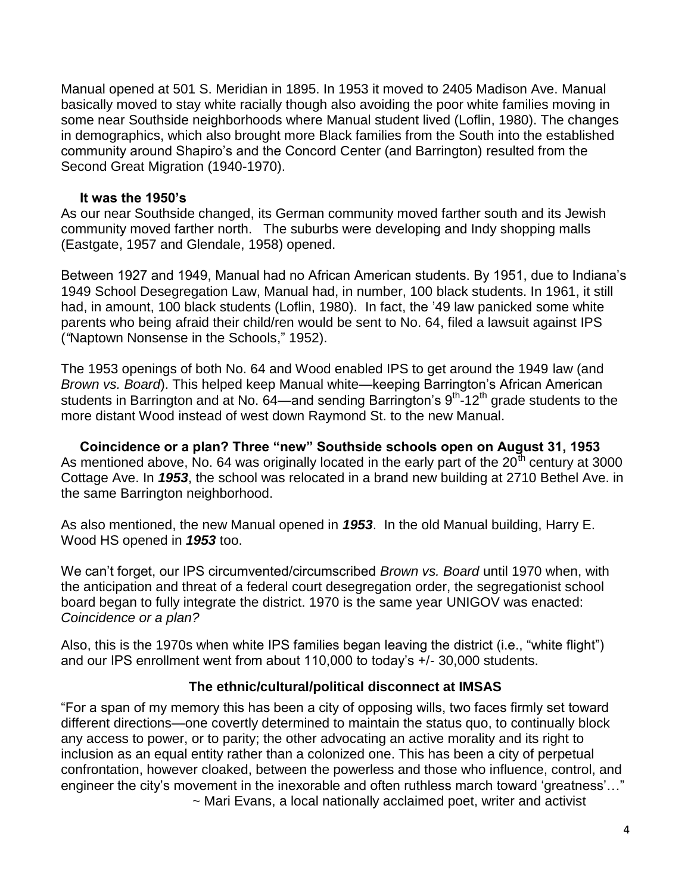Manual opened at 501 S. Meridian in 1895. In 1953 it moved to 2405 Madison Ave. Manual basically moved to stay white racially though also avoiding the poor white families moving in some near Southside neighborhoods where Manual student lived (Loflin, 1980). The changes in demographics, which also brought more Black families from the South into the established community around Shapiro's and the Concord Center (and Barrington) resulted from the Second Great Migration (1940-1970).

### It was the 1950's

As our near Southside changed, its German community moved farther south and its Jewish community moved farther north. The suburbs were developing and Indy shopping malls (Eastgate, 1957 and Glendale, 1958) opened.

Between 1927 and 1949, Manual had no African American students. By 1951, due to Indiana's 1949 School Desegregation Law, Manual had, in number, 100 black students. In 1961, it still had, in amount, 100 black students (Loflin, 1980). In fact, the '49 law panicked some white parents who being afraid their child/ren would be sent to No. 64, filed a lawsuit against IPS ("Naptown Nonsense in the Schools," 1952).

The 1953 openings of both No. 64 and Wood enabled IPS to get around the 1949 law (and *Brown vs. Board*). This helped keep Manual white—keeping Barrington's African American students in Barrington and at No. 64—and sending Barrington's 9th-12th grade students to the more distant Wood instead of west down Raymond St. to the new Manual.

### Coincidence or a plan? Three "new" Southside schools open on August 31, 1953

As mentioned above, No. 64 was originally located in the early part of the 20th century at 3000 Cottage Ave. In ***1953***, the school was relocated in a brand new building at 2710 Bethel Ave. in the same Barrington neighborhood.

As also mentioned, the new Manual opened in ***1953***. In the old Manual building, Harry E. Wood HS opened in ***1953*** too.

We can't forget, our IPS circumvented/circumscribed *Brown vs. Board* until 1970 when, with the anticipation and threat of a federal court desegregation order, the segregationist school board began to fully integrate the district. 1970 is the same year UNIGOV was enacted: *Coincidence or a plan?*

Also, this is the 1970s when white IPS families began leaving the district (i.e., "white flight") and our IPS enrollment went from about 110,000 to today's +/- 30,000 students.

### The ethnic/cultural/political disconnect at IMSAS

"For a span of my memory this has been a city of opposing wills, two faces firmly set toward different directions—one covertly determined to maintain the status quo, to continually block any access to power, or to parity; the other advocating an active morality and its right to inclusion as an equal entity rather than a colonized one. This has been a city of perpetual confrontation, however cloaked, between the powerless and those who influence, control, and engineer the city's movement in the inexorable and often ruthless march toward 'greatness'…"

~ Mari Evans, a local nationally acclaimed poet, writer and activist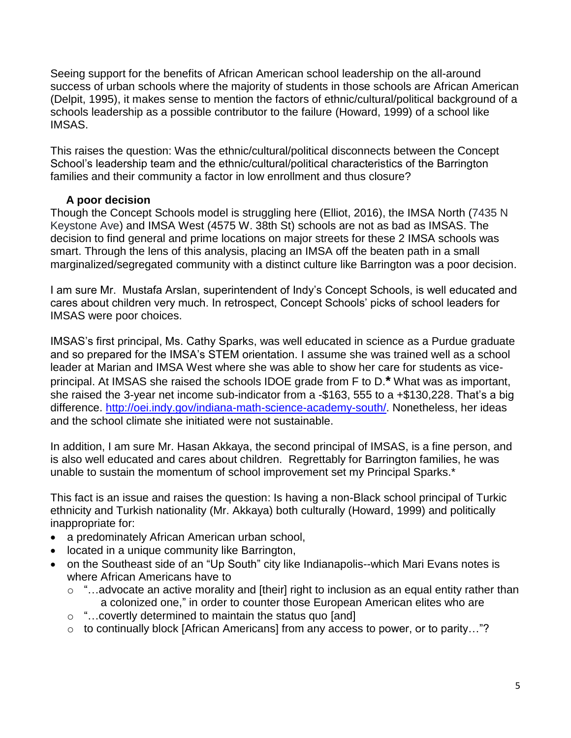Seeing support for the benefits of African American school leadership on the all-around success of urban schools where the majority of students in those schools are African American (Delpit, 1995), it makes sense to mention the factors of ethnic/cultural/political background of a schools leadership as a possible contributor to the failure (Howard, 1999) of a school like IMSAS.

This raises the question: Was the ethnic/cultural/political disconnects between the Concept School's leadership team and the ethnic/cultural/political characteristics of the Barrington families and their community a factor in low enrollment and thus closure?

**A poor decision**

Though the Concept Schools model is struggling here (Elliot, 2016), the IMSA North (7435 N Keystone Ave) and IMSA West (4575 W. 38th St) schools are not as bad as IMSAS. The decision to find general and prime locations on major streets for these 2 IMSA schools was smart. Through the lens of this analysis, placing an IMSA off the beaten path in a small marginalized/segregated community with a distinct culture like Barrington was a poor decision.

I am sure Mr. Mustafa Arslan, superintendent of Indy's Concept Schools, is well educated and cares about children very much. In retrospect, Concept Schools' picks of school leaders for IMSAS were poor choices.

IMSAS's first principal, Ms. Cathy Sparks, was well educated in science as a Purdue graduate and so prepared for the IMSA's STEM orientation. I assume she was trained well as a school leader at Marian and IMSA West where she was able to show her care for students as vice-principal. At IMSAS she raised the schools IDOE grade from F to D.**\*** What was as important, she raised the 3-year net income sub-indicator from a -$163, 555 to a +$130,228. That's a big difference. http://oei.indy.gov/indiana-math-science-academy-south/. Nonetheless, her ideas and the school climate she initiated were not sustainable.

In addition, I am sure Mr. Hasan Akkaya, the second principal of IMSAS, is a fine person, and is also well educated and cares about children. Regrettably for Barrington families, he was unable to sustain the momentum of school improvement set my Principal Sparks.*

This fact is an issue and raises the question: Is having a non-Black school principal of Turkic ethnicity and Turkish nationality (Mr. Akkaya) both culturally (Howard, 1999) and politically inappropriate for:

- a predominately African American urban school,
- located in a unique community like Barrington,
- on the Southeast side of an "Up South" city like Indianapolis--which Mari Evans notes is where African Americans have to
  - "…advocate an active morality and [their] right to inclusion as an equal entity rather than a colonized one," in order to counter those European American elites who are
  - "…covertly determined to maintain the status quo [and]
  - to continually block [African Americans] from any access to power, or to parity…"?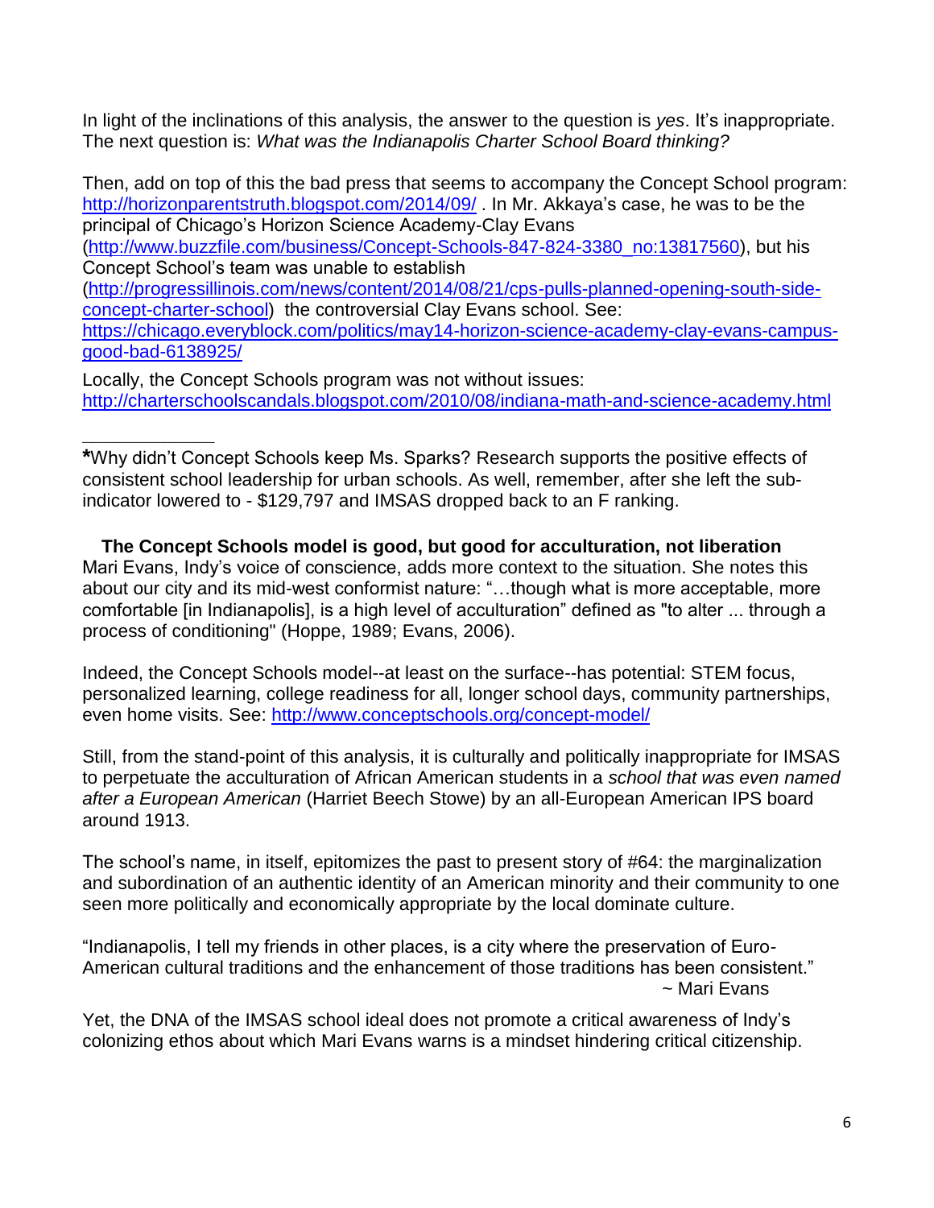In light of the inclinations of this analysis, the answer to the question is *yes*. It's inappropriate. The next question is: *What was the Indianapolis Charter School Board thinking?*

Then, add on top of this the bad press that seems to accompany the Concept School program: http://horizonparentstruth.blogspot.com/2014/09/ . In Mr. Akkaya's case, he was to be the principal of Chicago's Horizon Science Academy-Clay Evans (http://www.buzzfile.com/business/Concept-Schools-847-824-3380_no:13817560), but his Concept School's team was unable to establish (http://progressillinois.com/news/content/2014/08/21/cps-pulls-planned-opening-south-side-concept-charter-school) the controversial Clay Evans school. See: https://chicago.everyblock.com/politics/may14-horizon-science-academy-clay-evans-campus-good-bad-6138925/

Locally, the Concept Schools program was not without issues: http://charterschoolscandals.blogspot.com/2010/08/indiana-math-and-science-academy.html

---

**\***Why didn't Concept Schools keep Ms. Sparks? Research supports the positive effects of consistent school leadership for urban schools. As well, remember, after she left the sub-indicator lowered to - $129,797 and IMSAS dropped back to an F ranking.

**The Concept Schools model is good, but good for acculturation, not liberation**

Mari Evans, Indy's voice of conscience, adds more context to the situation. She notes this about our city and its mid-west conformist nature: "…though what is more acceptable, more comfortable [in Indianapolis], is a high level of acculturation" defined as "to alter ... through a process of conditioning" (Hoppe, 1989; Evans, 2006).

Indeed, the Concept Schools model--at least on the surface--has potential: STEM focus, personalized learning, college readiness for all, longer school days, community partnerships, even home visits. See: http://www.conceptschools.org/concept-model/

Still, from the stand-point of this analysis, it is culturally and politically inappropriate for IMSAS to perpetuate the acculturation of African American students in a *school that was even named after a European American* (Harriet Beech Stowe) by an all-European American IPS board around 1913.

The school's name, in itself, epitomizes the past to present story of #64: the marginalization and subordination of an authentic identity of an American minority and their community to one seen more politically and economically appropriate by the local dominate culture.

"Indianapolis, I tell my friends in other places, is a city where the preservation of Euro-American cultural traditions and the enhancement of those traditions has been consistent."
~ Mari Evans

Yet, the DNA of the IMSAS school ideal does not promote a critical awareness of Indy's colonizing ethos about which Mari Evans warns is a mindset hindering critical citizenship.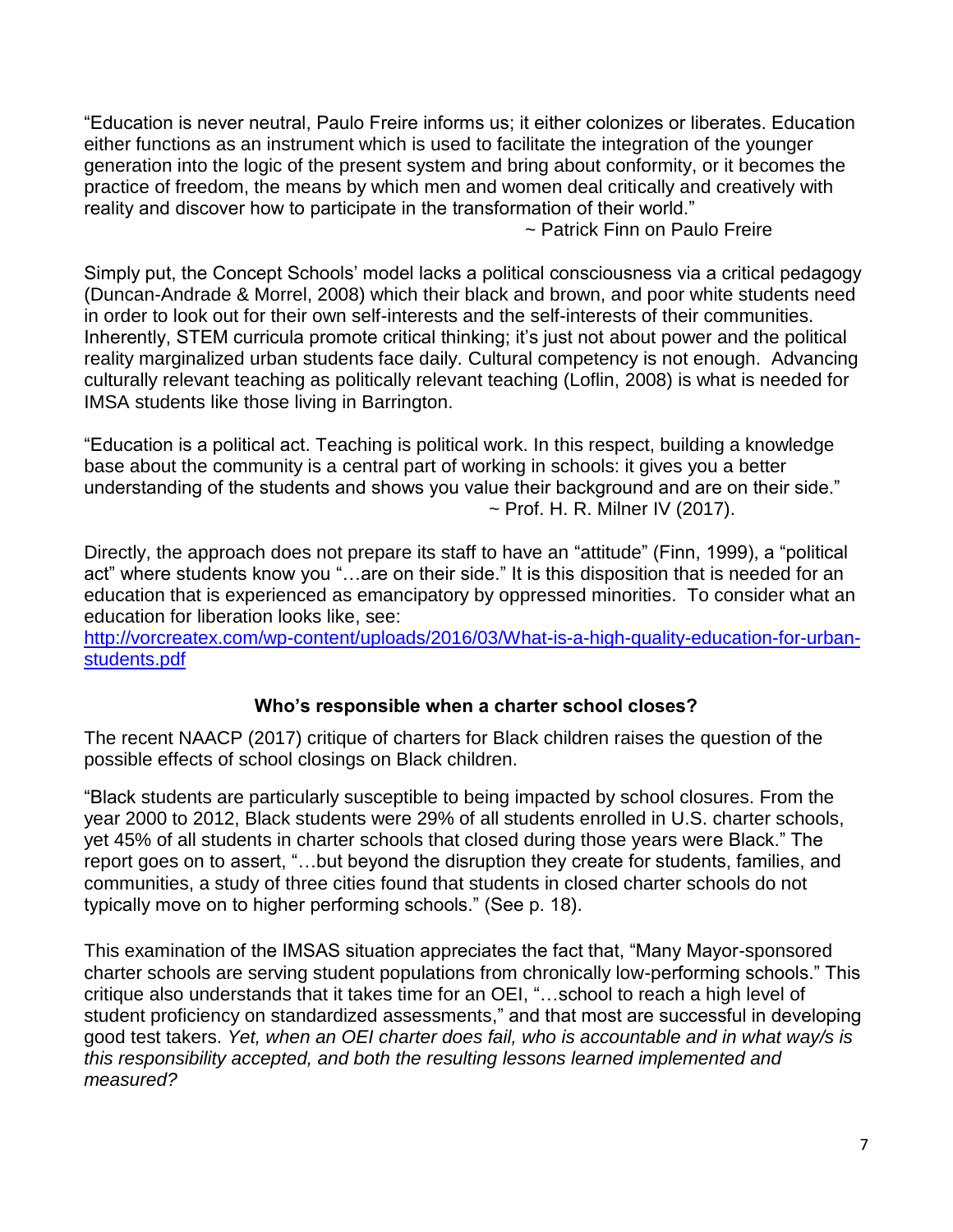"Education is never neutral, Paulo Freire informs us; it either colonizes or liberates. Education either functions as an instrument which is used to facilitate the integration of the younger generation into the logic of the present system and bring about conformity, or it becomes the practice of freedom, the means by which men and women deal critically and creatively with reality and discover how to participate in the transformation of their world."

~ Patrick Finn on Paulo Freire

Simply put, the Concept Schools' model lacks a political consciousness via a critical pedagogy (Duncan-Andrade & Morrel, 2008) which their black and brown, and poor white students need in order to look out for their own self-interests and the self-interests of their communities. Inherently, STEM curricula promote critical thinking; it's just not about power and the political reality marginalized urban students face daily. Cultural competency is not enough. Advancing culturally relevant teaching as politically relevant teaching (Loflin, 2008) is what is needed for IMSA students like those living in Barrington.

"Education is a political act. Teaching is political work. In this respect, building a knowledge base about the community is a central part of working in schools: it gives you a better understanding of the students and shows you value their background and are on their side."

~ Prof. H. R. Milner IV (2017).

Directly, the approach does not prepare its staff to have an "attitude" (Finn, 1999), a "political act" where students know you "…are on their side." It is this disposition that is needed for an education that is experienced as emancipatory by oppressed minorities. To consider what an education for liberation looks like, see: [http://vorcreatex.com/wp-content/uploads/2016/03/What-is-a-high-quality-education-for-urban-students.pdf](http://vorcreatex.com/wp-content/uploads/2016/03/What-is-a-high-quality-education-for-urban-students.pdf)

## Who's responsible when a charter school closes?

The recent NAACP (2017) critique of charters for Black children raises the question of the possible effects of school closings on Black children.

"Black students are particularly susceptible to being impacted by school closures. From the year 2000 to 2012, Black students were 29% of all students enrolled in U.S. charter schools, yet 45% of all students in charter schools that closed during those years were Black." The report goes on to assert, "…but beyond the disruption they create for students, families, and communities, a study of three cities found that students in closed charter schools do not typically move on to higher performing schools." (See p. 18).

This examination of the IMSAS situation appreciates the fact that, "Many Mayor-sponsored charter schools are serving student populations from chronically low-performing schools." This critique also understands that it takes time for an OEI, "…school to reach a high level of student proficiency on standardized assessments," and that most are successful in developing good test takers. *Yet, when an OEI charter does fail, who is accountable and in what way/s is this responsibility accepted, and both the resulting lessons learned implemented and measured?*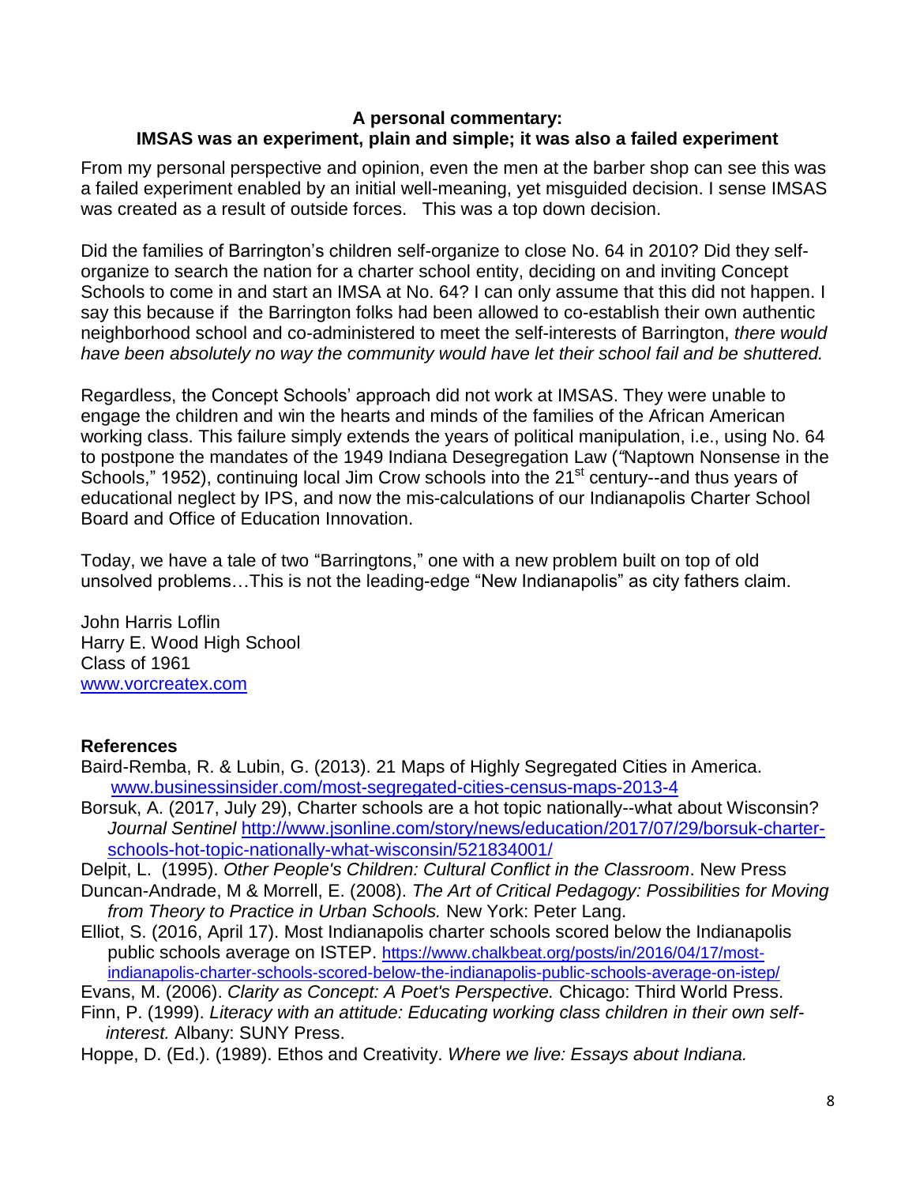**A personal commentary:**
**IMSAS was an experiment, plain and simple; it was also a failed experiment**

From my personal perspective and opinion, even the men at the barber shop can see this was a failed experiment enabled by an initial well-meaning, yet misguided decision. I sense IMSAS was created as a result of outside forces. This was a top down decision.

Did the families of Barrington's children self-organize to close No. 64 in 2010? Did they self-organize to search the nation for a charter school entity, deciding on and inviting Concept Schools to come in and start an IMSA at No. 64? I can only assume that this did not happen. I say this because if the Barrington folks had been allowed to co-establish their own authentic neighborhood school and co-administered to meet the self-interests of Barrington, *there would have been absolutely no way the community would have let their school fail and be shuttered.*

Regardless, the Concept Schools' approach did not work at IMSAS. They were unable to engage the children and win the hearts and minds of the families of the African American working class. This failure simply extends the years of political manipulation, i.e., using No. 64 to postpone the mandates of the 1949 Indiana Desegregation Law ("Naptown Nonsense in the Schools," 1952), continuing local Jim Crow schools into the 21st century--and thus years of educational neglect by IPS, and now the mis-calculations of our Indianapolis Charter School Board and Office of Education Innovation.

Today, we have a tale of two "Barringtons," one with a new problem built on top of old unsolved problems…This is not the leading-edge "New Indianapolis" as city fathers claim.

John Harris Loflin
Harry E. Wood High School
Class of 1961
www.vorcreatex.com

**References**

Baird-Remba, R. & Lubin, G. (2013). 21 Maps of Highly Segregated Cities in America. www.businessinsider.com/most-segregated-cities-census-maps-2013-4

Borsuk, A. (2017, July 29), Charter schools are a hot topic nationally--what about Wisconsin? *Journal Sentinel* http://www.jsonline.com/story/news/education/2017/07/29/borsuk-charter-schools-hot-topic-nationally-what-wisconsin/521834001/

Delpit, L. (1995). *Other People's Children: Cultural Conflict in the Classroom*. New Press

Duncan-Andrade, M & Morrell, E. (2008). *The Art of Critical Pedagogy: Possibilities for Moving from Theory to Practice in Urban Schools.* New York: Peter Lang.

Elliot, S. (2016, April 17). Most Indianapolis charter schools scored below the Indianapolis public schools average on ISTEP. https://www.chalkbeat.org/posts/in/2016/04/17/most-indianapolis-charter-schools-scored-below-the-indianapolis-public-schools-average-on-istep/

Evans, M. (2006). *Clarity as Concept: A Poet's Perspective.* Chicago: Third World Press.

Finn, P. (1999). *Literacy with an attitude: Educating working class children in their own self-interest.* Albany: SUNY Press.

Hoppe, D. (Ed.). (1989). Ethos and Creativity. *Where we live: Essays about Indiana.*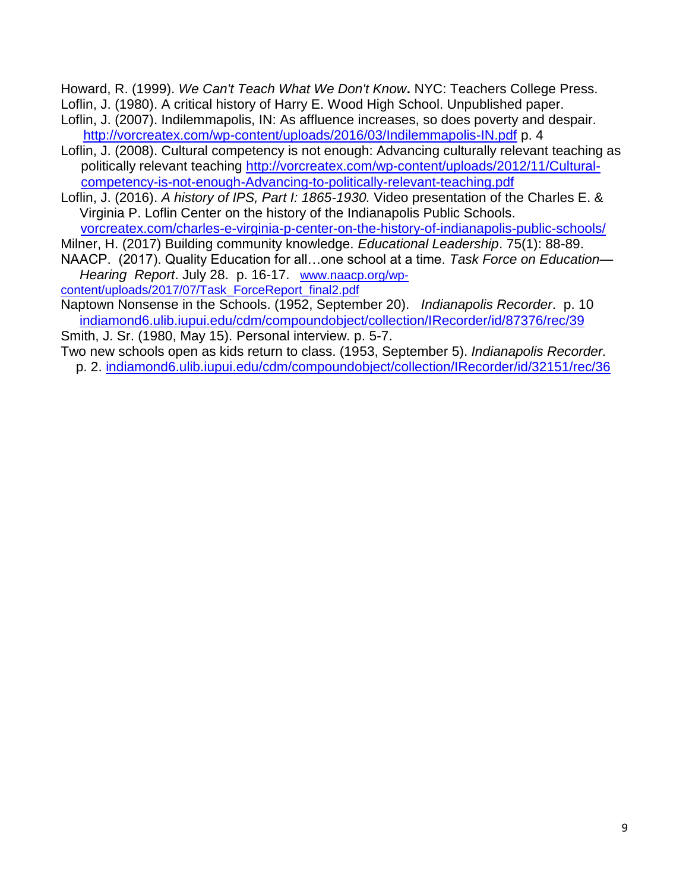Howard, R. (1999). *We Can't Teach What We Don't Know***.** NYC: Teachers College Press.

Loflin, J. (1980). A critical history of Harry E. Wood High School. Unpublished paper.

Loflin, J. (2007). Indilemmapolis, IN: As affluence increases, so does poverty and despair. http://vorcreatex.com/wp-content/uploads/2016/03/Indilemmapolis-IN.pdf p. 4

Loflin, J. (2008). Cultural competency is not enough: Advancing culturally relevant teaching as politically relevant teaching http://vorcreatex.com/wp-content/uploads/2012/11/Cultural-competency-is-not-enough-Advancing-to-politically-relevant-teaching.pdf

Loflin, J. (2016). *A history of IPS, Part I: 1865-1930.* Video presentation of the Charles E. & Virginia P. Loflin Center on the history of the Indianapolis Public Schools. vorcreatex.com/charles-e-virginia-p-center-on-the-history-of-indianapolis-public-schools/

Milner, H. (2017) Building community knowledge. *Educational Leadership*. 75(1): 88-89.

NAACP. (2017). Quality Education for all…one school at a time. *Task Force on Education—Hearing Report*. July 28. p. 16-17. www.naacp.org/wp-content/uploads/2017/07/Task_ForceReport_final2.pdf

Naptown Nonsense in the Schools. (1952, September 20). *Indianapolis Recorder*. p. 10 indiamond6.ulib.iupui.edu/cdm/compoundobject/collection/IRecorder/id/87376/rec/39

Smith, J. Sr. (1980, May 15). Personal interview. p. 5-7.

Two new schools open as kids return to class. (1953, September 5). *Indianapolis Recorder.* p. 2. indiamond6.ulib.iupui.edu/cdm/compoundobject/collection/IRecorder/id/32151/rec/36